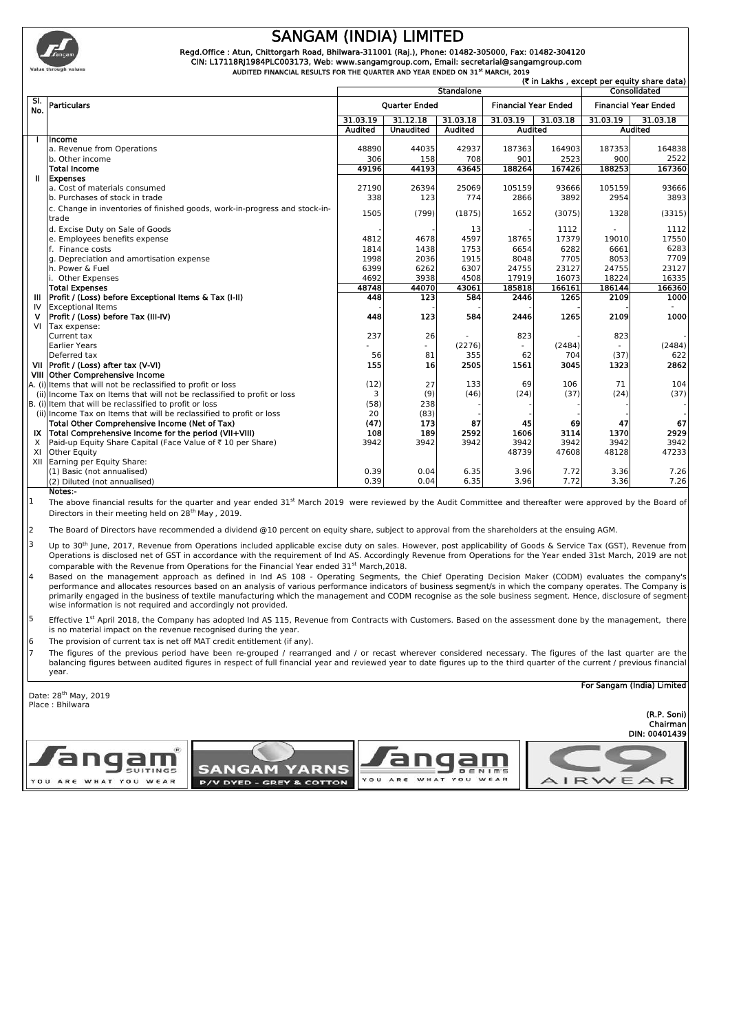# SANGAM (INDIA) LIMITED

**Regd.Office : Atun, Chittorgarh Road, Bhilwara-311001 (Raj.), Phone: 01482-305000, Fax: 01482-304120**
**CIN: L17118RJ1984PLC003173, Web: www.sangamgroup.com, Email: secretarial@sangamgroup.com**

AUDITED FINANCIAL RESULTS FOR THE QUARTER AND YEAR ENDED ON 31[st] MARCH, 2019

(₹ in Lakhs , except per equity share data)

| Sl. No. | Particulars | Standalone | | | | | Consolidated | |
|---|---|---|---|---|---|---|---|---|
| | | Quarter Ended | | | Financial Year Ended | | Financial Year Ended | |
| | | 31.03.19 | 31.12.18 | 31.03.18 | 31.03.19 | 31.03.18 | 31.03.19 | 31.03.18 |
| | | Audited | Unaudited | Audited | Audited | | Audited | |
| I | **Income** | | | | | | | |
| | a. Revenue from Operations | 48890 | 44035 | 42937 | 187363 | 164903 | 187353 | 164838 |
| | b. Other income | 306 | 158 | 708 | 901 | 2523 | 900 | 2522 |
| | **Total Income** | **49196** | **44193** | **43645** | **188264** | **167426** | **188253** | **167360** |
| II | **Expenses** | | | | | | | |
| | a. Cost of materials consumed | 27190 | 26394 | 25069 | 105159 | 93666 | 105159 | 93666 |
| | b. Purchases of stock in trade | 338 | 123 | 774 | 2866 | 3892 | 2954 | 3893 |
| | c. Change in inventories of finished goods, work-in-progress and stock-in-trade | 1505 | (799) | (1875) | 1652 | (3075) | 1328 | (3315) |
| | d. Excise Duty on Sale of Goods | - | - | 13 | - | 1112 | - | 1112 |
| | e. Employees benefits expense | 4812 | 4678 | 4597 | 18765 | 17379 | 19010 | 17550 |
| | f. Finance costs | 1814 | 1438 | 1753 | 6654 | 6282 | 6661 | 6283 |
| | g. Depreciation and amortisation expense | 1998 | 2036 | 1915 | 8048 | 7705 | 8053 | 7709 |
| | h. Power & Fuel | 6399 | 6262 | 6307 | 24755 | 23127 | 24755 | 23127 |
| | i. Other Expenses | 4692 | 3938 | 4508 | 17919 | 16073 | 18224 | 16335 |
| | **Total Expenses** | **48748** | **44070** | **43061** | **185818** | **166161** | **186144** | **166360** |
| III | **Profit / (Loss) before Exceptional Items & Tax (I-II)** | **448** | **123** | **584** | **2446** | **1265** | **2109** | **1000** |
| IV | Exceptional Items | - | - | - | - | - | - | - |
| V | **Profit / (Loss) before Tax (III-IV)** | **448** | **123** | **584** | **2446** | **1265** | **2109** | **1000** |
| VI | Tax expense: | | | | | | | |
| | Current tax | 237 | 26 | - | 823 | - | 823 | - |
| | Earlier Years | - | - | (2276) | - | (2484) | - | (2484) |
| | Deferred tax | 56 | 81 | 355 | 62 | 704 | (37) | 622 |
| VII | **Profit / (Loss) after tax (V-VI)** | **155** | **16** | **2505** | **1561** | **3045** | **1323** | **2862** |
| VIII | **Other Comprehensive Income** | | | | | | | |
| A. (i) | Items that will not be reclassified to profit or loss | (12) | 27 | 133 | 69 | 106 | 71 | 104 |
| (ii) | Income Tax on Items that will not be reclassified to profit or loss | 3 | (9) | (46) | (24) | (37) | (24) | (37) |
| B. (i) | Item that will be reclassified to profit or loss | (58) | 238 | - | - | - | - | - |
| (ii) | Income Tax on Items that will be reclassified to profit or loss | 20 | (83) | - | - | - | - | - |
| | **Total Other Comprehensive Income (Net of Tax)** | **(47)** | **173** | **87** | **45** | **69** | **47** | **67** |
| IX | **Total Comprehensive Income for the period (VII+VIII)** | **108** | **189** | **2592** | **1606** | **3114** | **1370** | **2929** |
| X | Paid-up Equity Share Capital (Face Value of ₹ 10 per Share) | 3942 | 3942 | 3942 | 3942 | 3942 | 3942 | 3942 |
| XI | Other Equity | | | | 48739 | 47608 | 48128 | 47233 |
| XII | Earning per Equity Share: | | | | | | | |
| | (1) Basic (not annualised) | 0.39 | 0.04 | 6.35 | 3.96 | 7.72 | 3.36 | 7.26 |
| | (2) Diluted (not annualised) | 0.39 | 0.04 | 6.35 | 3.96 | 7.72 | 3.36 | 7.26 |

**Notes:-**

1. The above financial results for the quarter and year ended 31[st] March 2019 were reviewed by the Audit Committee and thereafter were approved by the Board of Directors in their meeting held on 28[th] May , 2019.
2. The Board of Directors have recommended a dividend @10 percent on equity share, subject to approval from the shareholders at the ensuing AGM.
3. Up to 30[th] June, 2017, Revenue from Operations included applicable excise duty on sales. However, post applicability of Goods & Service Tax (GST), Revenue from Operations is disclosed net of GST in accordance with the requirement of Ind AS. Accordingly Revenue from Operations for the Year ended 31st March, 2019 are not comparable with the Revenue from Operations for the Financial Year ended 31[st] March,2018.
4. Based on the management approach as defined in Ind AS 108 - Operating Segments, the Chief Operating Decision Maker (CODM) evaluates the company's performance and allocates resources based on an analysis of various performance indicators of business segment/s in which the company operates. The Company is primarily engaged in the business of textile manufacturing which the management and CODM recognise as the sole business segment. Hence, disclosure of segment-wise information is not required and accordingly not provided.
5. Effective 1[st] April 2018, the Company has adopted Ind AS 115, Revenue from Contracts with Customers. Based on the assessment done by the management, there is no material impact on the revenue recognised during the year.
6. The provision of current tax is net off MAT credit entitlement (if any).
7. The figures of the previous period have been re-grouped / rearranged and / or recast wherever considered necessary. The figures of the last quarter are the balancing figures between audited figures in respect of full financial year and reviewed year to date figures up to the third quarter of the current / previous financial year.

Date: 28[th] May, 2019
Place : Bhilwara

**For Sangam (India) Limited**

**(R.P. Soni)**
**Chairman**
**DIN: 00401439**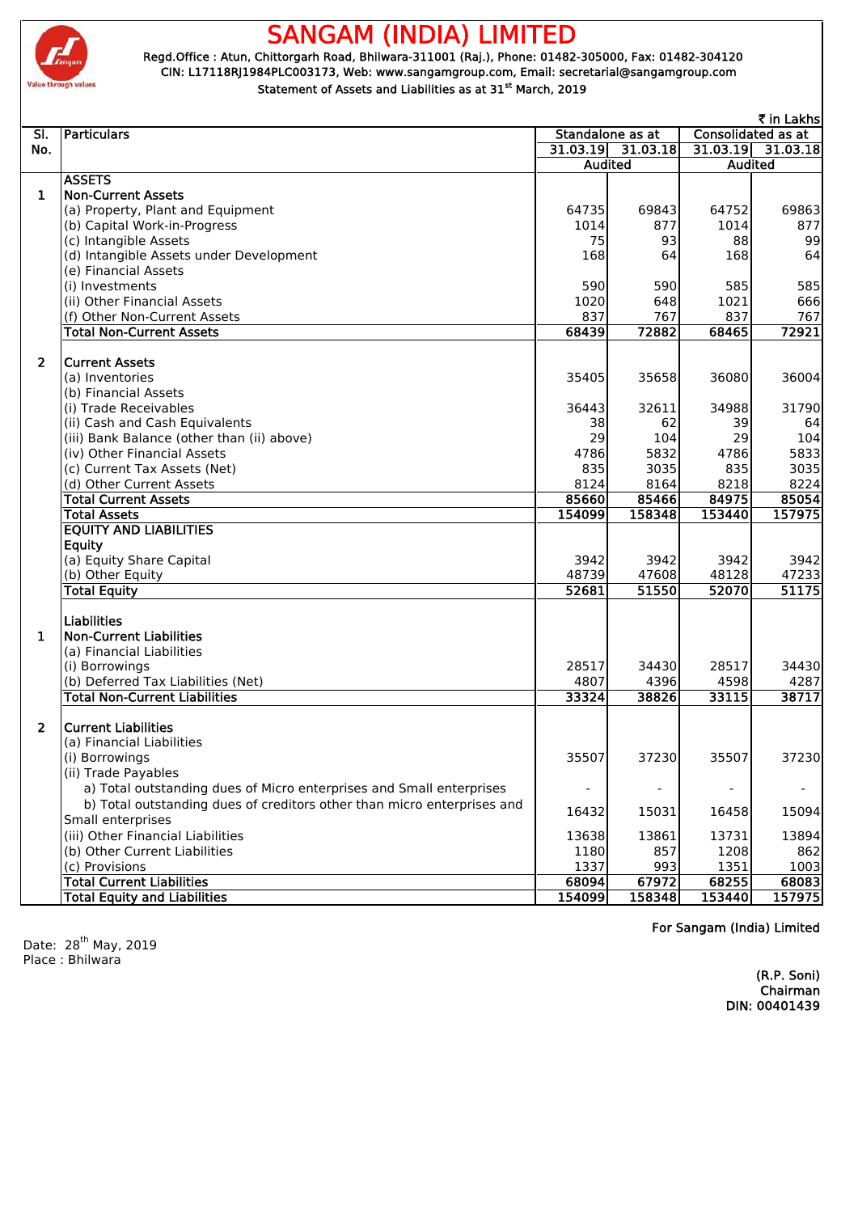# SANGAM (INDIA) LIMITED

Regd.Office : Atun, Chittorgarh Road, Bhilwara-311001 (Raj.), Phone: 01482-305000, Fax: 01482-304120
CIN: L17118RJ1984PLC003173, Web: www.sangamgroup.com, Email: secretarial@sangamgroup.com

Statement of Assets and Liabilities as at 31st March, 2019

₹ in Lakhs

| Sl. No. | Particulars | Standalone as at | | Consolidated as at | |
|---|---|---|---|---|---|
| | | 31.03.19 | 31.03.18 | 31.03.19 | 31.03.18 |
| | | Audited | | Audited | |
| | **ASSETS** | | | | |
| 1 | **Non-Current Assets** | | | | |
| | (a) Property, Plant and Equipment | 64735 | 69843 | 64752 | 69863 |
| | (b) Capital Work-in-Progress | 1014 | 877 | 1014 | 877 |
| | (c) Intangible Assets | 75 | 93 | 88 | 99 |
| | (d) Intangible Assets under Development | 168 | 64 | 168 | 64 |
| | (e) Financial Assets | | | | |
| | (i) Investments | 590 | 590 | 585 | 585 |
| | (ii) Other Financial Assets | 1020 | 648 | 1021 | 666 |
| | (f) Other Non-Current Assets | 837 | 767 | 837 | 767 |
| | **Total Non-Current Assets** | **68439** | **72882** | **68465** | **72921** |
| 2 | **Current Assets** | | | | |
| | (a) Inventories | 35405 | 35658 | 36080 | 36004 |
| | (b) Financial Assets | | | | |
| | (i) Trade Receivables | 36443 | 32611 | 34988 | 31790 |
| | (ii) Cash and Cash Equivalents | 38 | 62 | 39 | 64 |
| | (iii) Bank Balance (other than (ii) above) | 29 | 104 | 29 | 104 |
| | (iv) Other Financial Assets | 4786 | 5832 | 4786 | 5833 |
| | (c) Current Tax Assets (Net) | 835 | 3035 | 835 | 3035 |
| | (d) Other Current Assets | 8124 | 8164 | 8218 | 8224 |
| | **Total Current Assets** | **85660** | **85466** | **84975** | **85054** |
| | **Total Assets** | **154099** | **158348** | **153440** | **157975** |
| | **EQUITY AND LIABILITIES** | | | | |
| | **Equity** | | | | |
| | (a) Equity Share Capital | 3942 | 3942 | 3942 | 3942 |
| | (b) Other Equity | 48739 | 47608 | 48128 | 47233 |
| | **Total Equity** | **52681** | **51550** | **52070** | **51175** |
| | **Liabilities** | | | | |
| 1 | **Non-Current Liabilities** | | | | |
| | (a) Financial Liabilities | | | | |
| | (i) Borrowings | 28517 | 34430 | 28517 | 34430 |
| | (b) Deferred Tax Liabilities (Net) | 4807 | 4396 | 4598 | 4287 |
| | **Total Non-Current Liabilities** | **33324** | **38826** | **33115** | **38717** |
| 2 | **Current Liabilities** | | | | |
| | (a) Financial Liabilities | | | | |
| | (i) Borrowings | 35507 | 37230 | 35507 | 37230 |
| | (ii) Trade Payables | | | | |
| | a) Total outstanding dues of Micro enterprises and Small enterprises | - | - | - | - |
| | b) Total outstanding dues of creditors other than micro enterprises and Small enterprises | 16432 | 15031 | 16458 | 15094 |
| | (iii) Other Financial Liabilities | 13638 | 13861 | 13731 | 13894 |
| | (b) Other Current Liabilities | 1180 | 857 | 1208 | 862 |
| | (c) Provisions | 1337 | 993 | 1351 | 1003 |
| | **Total Current Liabilities** | **68094** | **67972** | **68255** | **68083** |
| | **Total Equity and Liabilities** | **154099** | **158348** | **153440** | **157975** |

**For Sangam (India) Limited**

Date: 28th May, 2019
Place : Bhilwara

**(R.P. Soni)**
**Chairman**
**DIN: 00401439**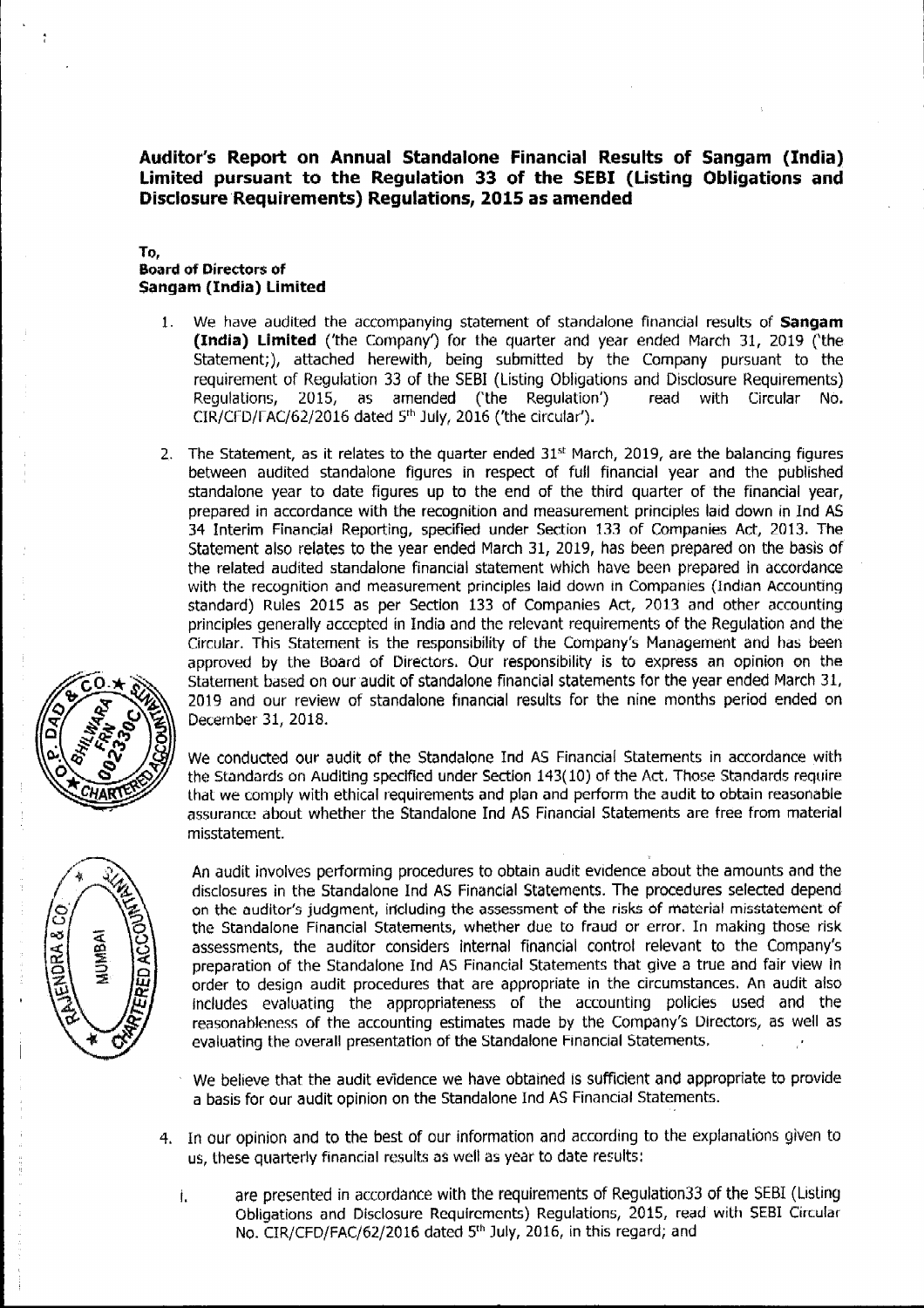**Auditor's Report on Annual Standalone Financial Results of Sangam (India) Limited pursuant to the Regulation 33 of the SEBI (Listing Obligations and Disclosure Requirements) Regulations, 2015 as amended**

**To,**
**Board of Directors of**
**Sangam (India) Limited**

1. We have audited the accompanying statement of standalone financial results of **Sangam (India) Limited** ('the Company') for the quarter and year ended March 31, 2019 ('the Statement;), attached herewith, being submitted by the Company pursuant to the requirement of Regulation 33 of the SEBI (Listing Obligations and Disclosure Requirements) Regulations, 2015, as amended ('the Regulation') read with Circular No. CIR/CFD/FAC/62/2016 dated 5th July, 2016 ('the circular').

2. The Statement, as it relates to the quarter ended 31st March, 2019, are the balancing figures between audited standalone figures in respect of full financial year and the published standalone year to date figures up to the end of the third quarter of the financial year, prepared in accordance with the recognition and measurement principles laid down in Ind AS 34 Interim Financial Reporting, specified under Section 133 of Companies Act, 2013. The Statement also relates to the year ended March 31, 2019, has been prepared on the basis of the related audited standalone financial statement which have been prepared in accordance with the recognition and measurement principles laid down in Companies (Indian Accounting standard) Rules 2015 as per Section 133 of Companies Act, 2013 and other accounting principles generally accepted in India and the relevant requirements of the Regulation and the Circular. This Statement is the responsibility of the Company's Management and has been approved by the Board of Directors. Our responsibility is to express an opinion on the Statement based on our audit of standalone financial statements for the year ended March 31, 2019 and our review of standalone financial results for the nine months period ended on December 31, 2018.

   We conducted our audit of the Standalone Ind AS Financial Statements in accordance with the Standards on Auditing specified under Section 143(10) of the Act. Those Standards require that we comply with ethical requirements and plan and perform the audit to obtain reasonable assurance about whether the Standalone Ind AS Financial Statements are free from material misstatement.

   An audit involves performing procedures to obtain audit evidence about the amounts and the disclosures in the Standalone Ind AS Financial Statements. The procedures selected depend on the auditor's judgment, including the assessment of the risks of material misstatement of the Standalone Financial Statements, whether due to fraud or error. In making those risk assessments, the auditor considers internal financial control relevant to the Company's preparation of the Standalone Ind AS Financial Statements that give a true and fair view in order to design audit procedures that are appropriate in the circumstances. An audit also includes evaluating the appropriateness of the accounting policies used and the reasonableness of the accounting estimates made by the Company's Directors, as well as evaluating the overall presentation of the Standalone Financial Statements.

   We believe that the audit evidence we have obtained is sufficient and appropriate to provide a basis for our audit opinion on the Standalone Ind AS Financial Statements.

4. In our opinion and to the best of our information and according to the explanations given to us, these quarterly financial results as well as year to date results:

   i. are presented in accordance with the requirements of Regulation33 of the SEBI (Listing Obligations and Disclosure Requirements) Regulations, 2015, read with SEBI Circular No. CIR/CFD/FAC/62/2016 dated 5th July, 2016, in this regard; and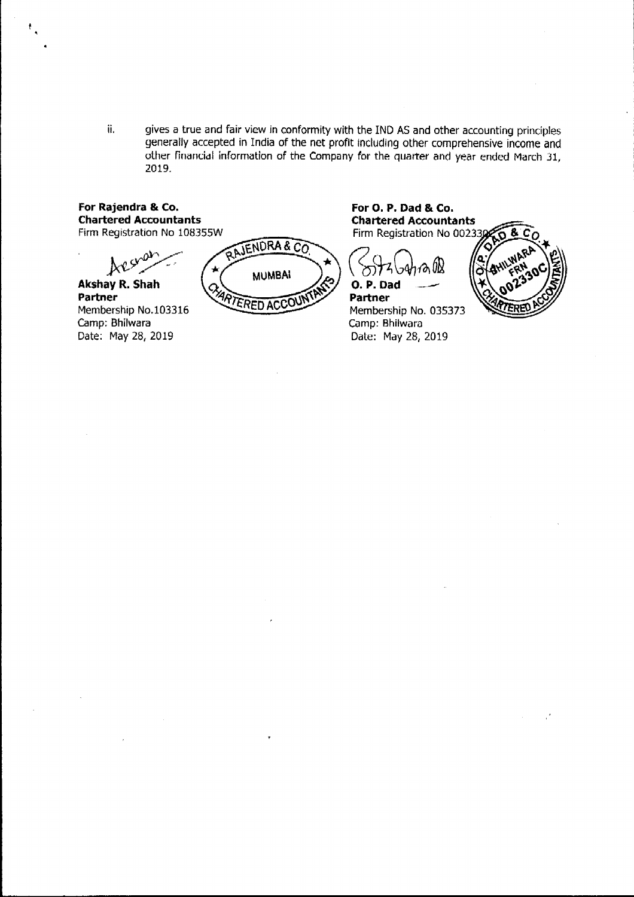ii. gives a true and fair view in conformity with the IND AS and other accounting principles generally accepted in India of the net profit including other comprehensive income and other financial information of the Company for the quarter and year ended March 31, 2019.

**For Rajendra & Co.**
**Chartered Accountants**
Firm Registration No 108355W

**Akshay R. Shah**
**Partner**
Membership No.103316
Camp: Bhilwara
Date: May 28, 2019

**For O. P. Dad & Co.**
**Chartered Accountants**
Firm Registration No 002330C

**O. P. Dad**
**Partner**
Membership No. 035373
Camp: Bhilwara
Date: May 28, 2019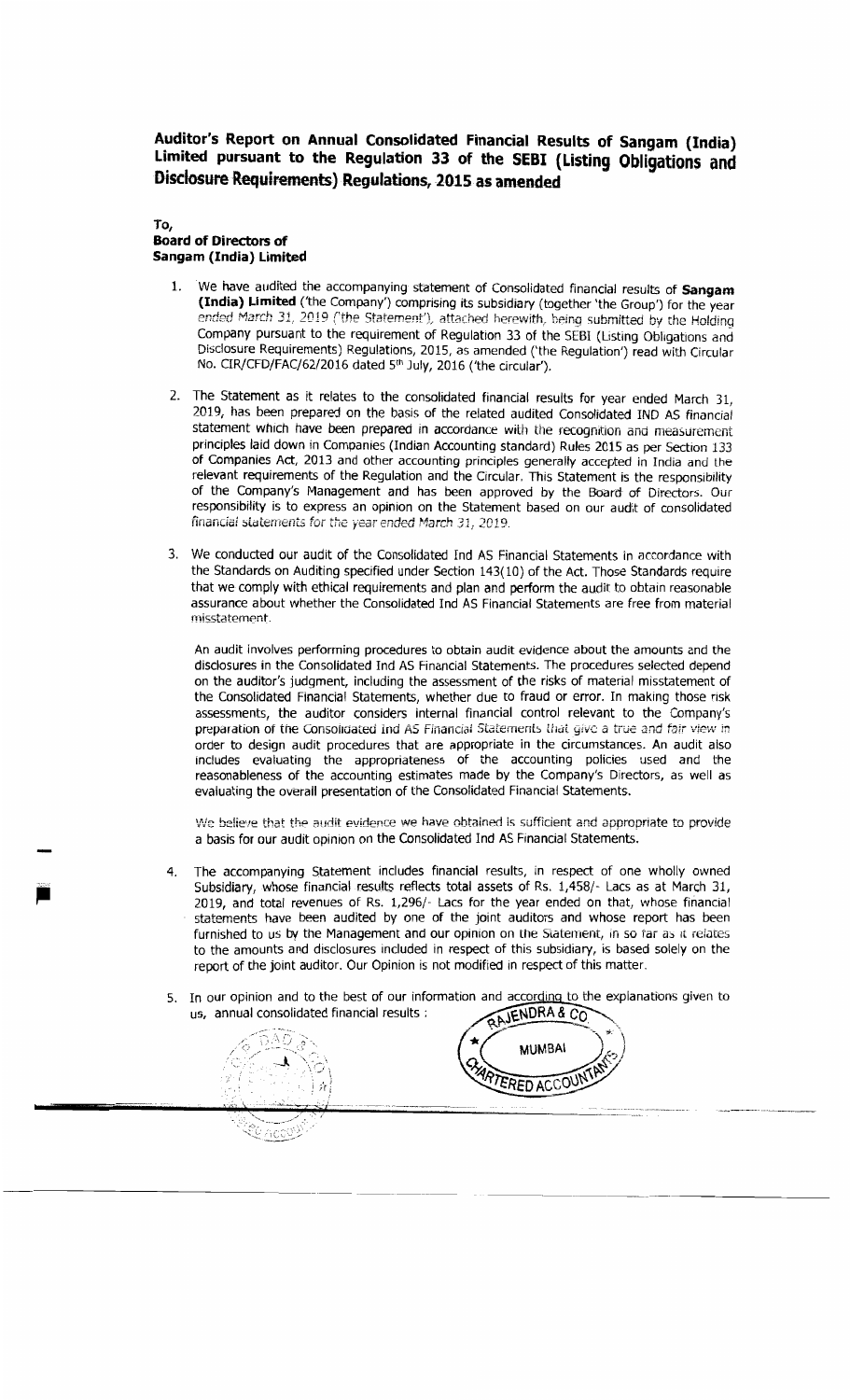# Auditor's Report on Annual Consolidated Financial Results of Sangam (India) Limited pursuant to the Regulation 33 of the SEBI (Listing Obligations and Disclosure Requirements) Regulations, 2015 as amended

**To,**
**Board of Directors of**
**Sangam (India) Limited**

1. We have audited the accompanying statement of Consolidated financial results of **Sangam (India) Limited** ('the Company') comprising its subsidiary (together 'the Group') for the year ended March 31, 2019 ('the Statement'), attached herewith, being submitted by the Holding Company pursuant to the requirement of Regulation 33 of the SEBI (Listing Obligations and Disclosure Requirements) Regulations, 2015, as amended ('the Regulation') read with Circular No. CIR/CFD/FAC/62/2016 dated 5th July, 2016 ('the circular').

2. The Statement as it relates to the consolidated financial results for year ended March 31, 2019, has been prepared on the basis of the related audited Consolidated IND AS financial statement which have been prepared in accordance with the recognition and measurement principles laid down in Companies (Indian Accounting standard) Rules 2015 as per Section 133 of Companies Act, 2013 and other accounting principles generally accepted in India and the relevant requirements of the Regulation and the Circular. This Statement is the responsibility of the Company's Management and has been approved by the Board of Directors. Our responsibility is to express an opinion on the Statement based on our audit of consolidated financial statements for the year ended March 31, 2019.

3. We conducted our audit of the Consolidated Ind AS Financial Statements in accordance with the Standards on Auditing specified under Section 143(10) of the Act. Those Standards require that we comply with ethical requirements and plan and perform the audit to obtain reasonable assurance about whether the Consolidated Ind AS Financial Statements are free from material misstatement.

   An audit involves performing procedures to obtain audit evidence about the amounts and the disclosures in the Consolidated Ind AS Financial Statements. The procedures selected depend on the auditor's judgment, including the assessment of the risks of material misstatement of the Consolidated Financial Statements, whether due to fraud or error. In making those risk assessments, the auditor considers internal financial control relevant to the Company's preparation of the Consolidated Ind AS Financial Statements that give a true and fair view in order to design audit procedures that are appropriate in the circumstances. An audit also includes evaluating the appropriateness of the accounting policies used and the reasonableness of the accounting estimates made by the Company's Directors, as well as evaluating the overall presentation of the Consolidated Financial Statements.

   We believe that the audit evidence we have obtained is sufficient and appropriate to provide a basis for our audit opinion on the Consolidated Ind AS Financial Statements.

4. The accompanying Statement includes financial results, in respect of one wholly owned Subsidiary, whose financial results reflects total assets of Rs. 1,458/- Lacs as at March 31, 2019, and total revenues of Rs. 1,296/- Lacs for the year ended on that, whose financial statements have been audited by one of the joint auditors and whose report has been furnished to us by the Management and our opinion on the Statement, in so far as it relates to the amounts and disclosures included in respect of this subsidiary, is based solely on the report of the joint auditor. Our Opinion is not modified in respect of this matter.

5. In our opinion and to the best of our information and according to the explanations given to us, annual consolidated financial results :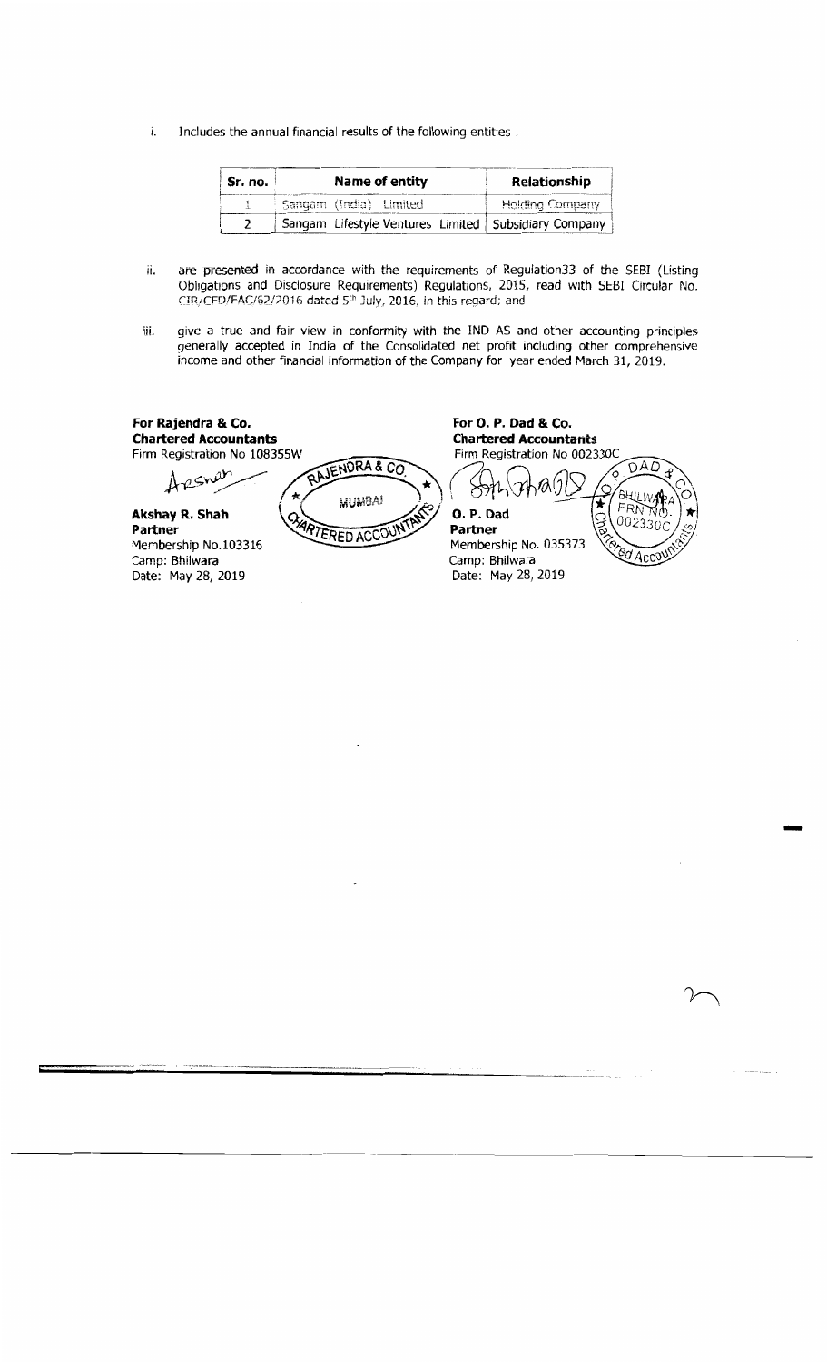i. Includes the annual financial results of the following entities :

| Sr. no. | Name of entity | Relationship |
|---|---|---|
| 1 | Sangam (India) Limited | Holding Company |
| 2 | Sangam Lifestyle Ventures Limited | Subsidiary Company |

ii. are presented in accordance with the requirements of Regulation33 of the SEBI (Listing Obligations and Disclosure Requirements) Regulations, 2015, read with SEBI Circular No. CIR/CFD/FAC/62/2016 dated 5th July, 2016, in this regard; and

iii. give a true and fair view in conformity with the IND AS and other accounting principles generally accepted in India of the Consolidated net profit including other comprehensive income and other financial information of the Company for year ended March 31, 2019.

**For Rajendra & Co.**
**Chartered Accountants**
Firm Registration No 108355W

**Akshay R. Shah**
**Partner**
Membership No.103316
Camp: Bhilwara
Date: May 28, 2019

**For O. P. Dad & Co.**
**Chartered Accountants**
Firm Registration No 002330C

**O. P. Dad**
**Partner**
Membership No. 035373
Camp: Bhilwara
Date: May 28, 2019